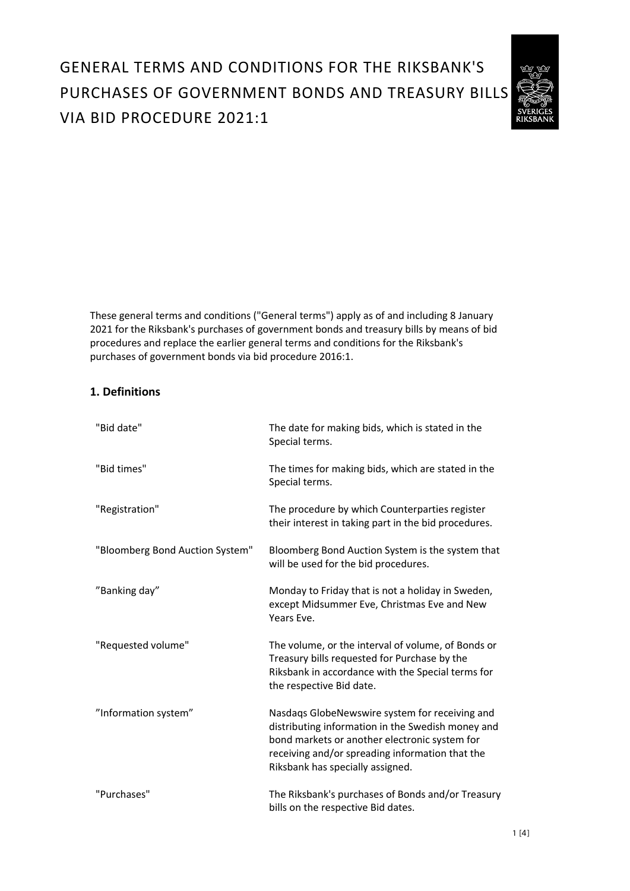# GENERAL TERMS AND CONDITIONS FOR THE RIKSBANK'S PURCHASES OF GOVERNMENT BONDS AND TREASURY BILLS VIA BID PROCEDURE 2021:1

These general terms and conditions ("General terms") apply as of and including 8 January 2021 for the Riksbank's purchases of government bonds and treasury bills by means of bid procedures and replace the earlier general terms and conditions for the Riksbank's purchases of government bonds via bid procedure 2016:1.

## 1. Definitions

| | |
|---|---|
| "Bid date" | The date for making bids, which is stated in the Special terms. |
| "Bid times" | The times for making bids, which are stated in the Special terms. |
| "Registration" | The procedure by which Counterparties register their interest in taking part in the bid procedures. |
| "Bloomberg Bond Auction System" | Bloomberg Bond Auction System is the system that will be used for the bid procedures. |
| ”Banking day” | Monday to Friday that is not a holiday in Sweden, except Midsummer Eve, Christmas Eve and New Years Eve. |
| "Requested volume" | The volume, or the interval of volume, of Bonds or Treasury bills requested for Purchase by the Riksbank in accordance with the Special terms for the respective Bid date. |
| ”Information system” | Nasdaqs GlobeNewswire system for receiving and distributing information in the Swedish money and bond markets or another electronic system for receiving and/or spreading information that the Riksbank has specially assigned. |
| "Purchases" | The Riksbank's purchases of Bonds and/or Treasury bills on the respective Bid dates. |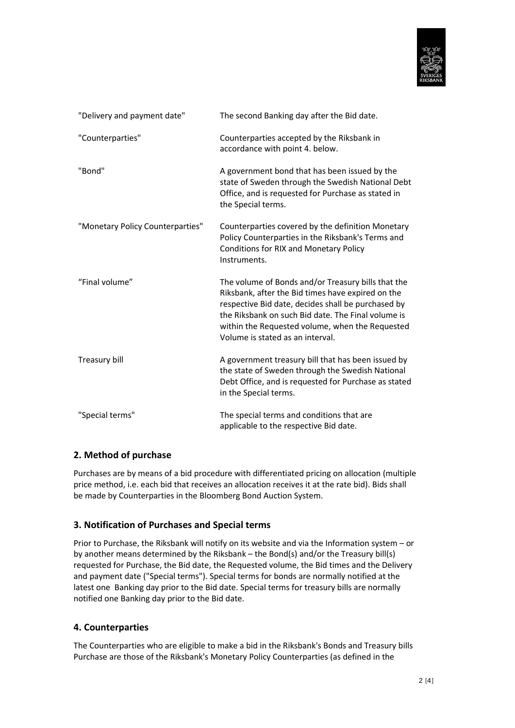| | |
|---|---|
| "Delivery and payment date" | The second Banking day after the Bid date. |
| "Counterparties" | Counterparties accepted by the Riksbank in accordance with point 4. below. |
| "Bond" | A government bond that has been issued by the state of Sweden through the Swedish National Debt Office, and is requested for Purchase as stated in the Special terms. |
| "Monetary Policy Counterparties" | Counterparties covered by the definition Monetary Policy Counterparties in the Riksbank's Terms and Conditions for RIX and Monetary Policy Instruments. |
| "Final volume" | The volume of Bonds and/or Treasury bills that the Riksbank, after the Bid times have expired on the respective Bid date, decides shall be purchased by the Riksbank on such Bid date. The Final volume is within the Requested volume, when the Requested Volume is stated as an interval. |
| Treasury bill | A government treasury bill that has been issued by the state of Sweden through the Swedish National Debt Office, and is requested for Purchase as stated in the Special terms. |
| "Special terms" | The special terms and conditions that are applicable to the respective Bid date. |

## 2. Method of purchase

Purchases are by means of a bid procedure with differentiated pricing on allocation (multiple price method, i.e. each bid that receives an allocation receives it at the rate bid). Bids shall be made by Counterparties in the Bloomberg Bond Auction System.

## 3. Notification of Purchases and Special terms

Prior to Purchase, the Riksbank will notify on its website and via the Information system – or by another means determined by the Riksbank – the Bond(s) and/or the Treasury bill(s) requested for Purchase, the Bid date, the Requested volume, the Bid times and the Delivery and payment date ("Special terms"). Special terms for bonds are normally notified at the latest one Banking day prior to the Bid date. Special terms for treasury bills are normally notified one Banking day prior to the Bid date.

## 4. Counterparties

The Counterparties who are eligible to make a bid in the Riksbank's Bonds and Treasury bills Purchase are those of the Riksbank's Monetary Policy Counterparties (as defined in the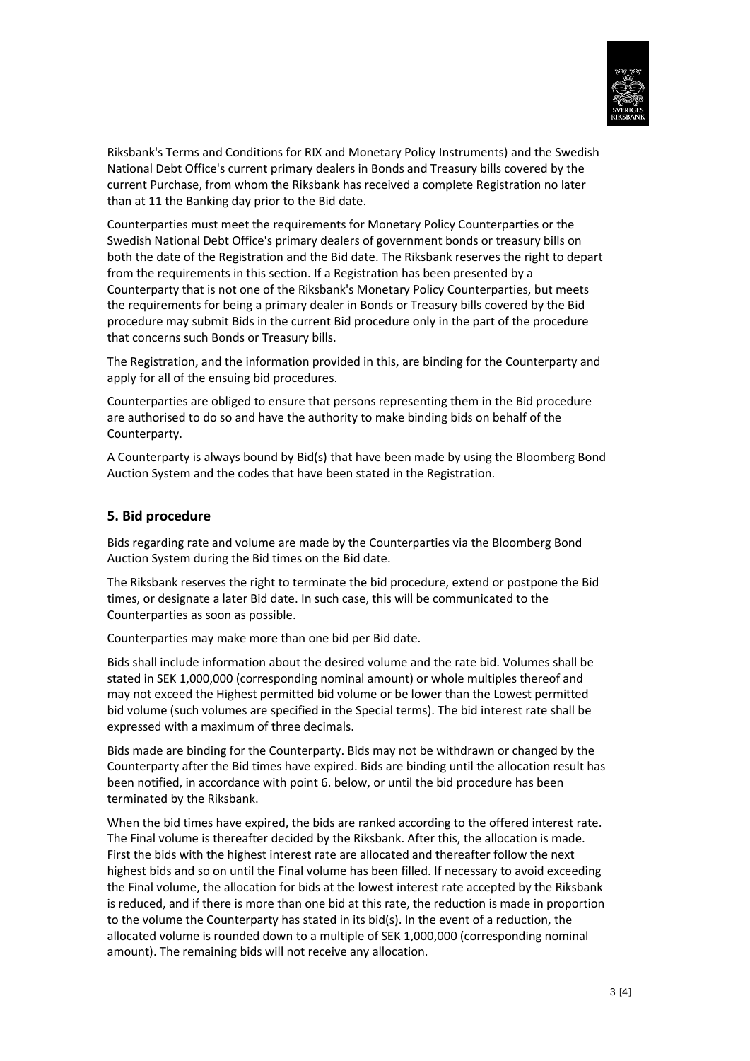Riksbank's Terms and Conditions for RIX and Monetary Policy Instruments) and the Swedish National Debt Office's current primary dealers in Bonds and Treasury bills covered by the current Purchase, from whom the Riksbank has received a complete Registration no later than at 11 the Banking day prior to the Bid date.

Counterparties must meet the requirements for Monetary Policy Counterparties or the Swedish National Debt Office's primary dealers of government bonds or treasury bills on both the date of the Registration and the Bid date. The Riksbank reserves the right to depart from the requirements in this section. If a Registration has been presented by a Counterparty that is not one of the Riksbank's Monetary Policy Counterparties, but meets the requirements for being a primary dealer in Bonds or Treasury bills covered by the Bid procedure may submit Bids in the current Bid procedure only in the part of the procedure that concerns such Bonds or Treasury bills.

The Registration, and the information provided in this, are binding for the Counterparty and apply for all of the ensuing bid procedures.

Counterparties are obliged to ensure that persons representing them in the Bid procedure are authorised to do so and have the authority to make binding bids on behalf of the Counterparty.

A Counterparty is always bound by Bid(s) that have been made by using the Bloomberg Bond Auction System and the codes that have been stated in the Registration.

## 5. Bid procedure

Bids regarding rate and volume are made by the Counterparties via the Bloomberg Bond Auction System during the Bid times on the Bid date.

The Riksbank reserves the right to terminate the bid procedure, extend or postpone the Bid times, or designate a later Bid date. In such case, this will be communicated to the Counterparties as soon as possible.

Counterparties may make more than one bid per Bid date.

Bids shall include information about the desired volume and the rate bid. Volumes shall be stated in SEK 1,000,000 (corresponding nominal amount) or whole multiples thereof and may not exceed the Highest permitted bid volume or be lower than the Lowest permitted bid volume (such volumes are specified in the Special terms). The bid interest rate shall be expressed with a maximum of three decimals.

Bids made are binding for the Counterparty. Bids may not be withdrawn or changed by the Counterparty after the Bid times have expired. Bids are binding until the allocation result has been notified, in accordance with point 6. below, or until the bid procedure has been terminated by the Riksbank.

When the bid times have expired, the bids are ranked according to the offered interest rate. The Final volume is thereafter decided by the Riksbank. After this, the allocation is made. First the bids with the highest interest rate are allocated and thereafter follow the next highest bids and so on until the Final volume has been filled. If necessary to avoid exceeding the Final volume, the allocation for bids at the lowest interest rate accepted by the Riksbank is reduced, and if there is more than one bid at this rate, the reduction is made in proportion to the volume the Counterparty has stated in its bid(s). In the event of a reduction, the allocated volume is rounded down to a multiple of SEK 1,000,000 (corresponding nominal amount). The remaining bids will not receive any allocation.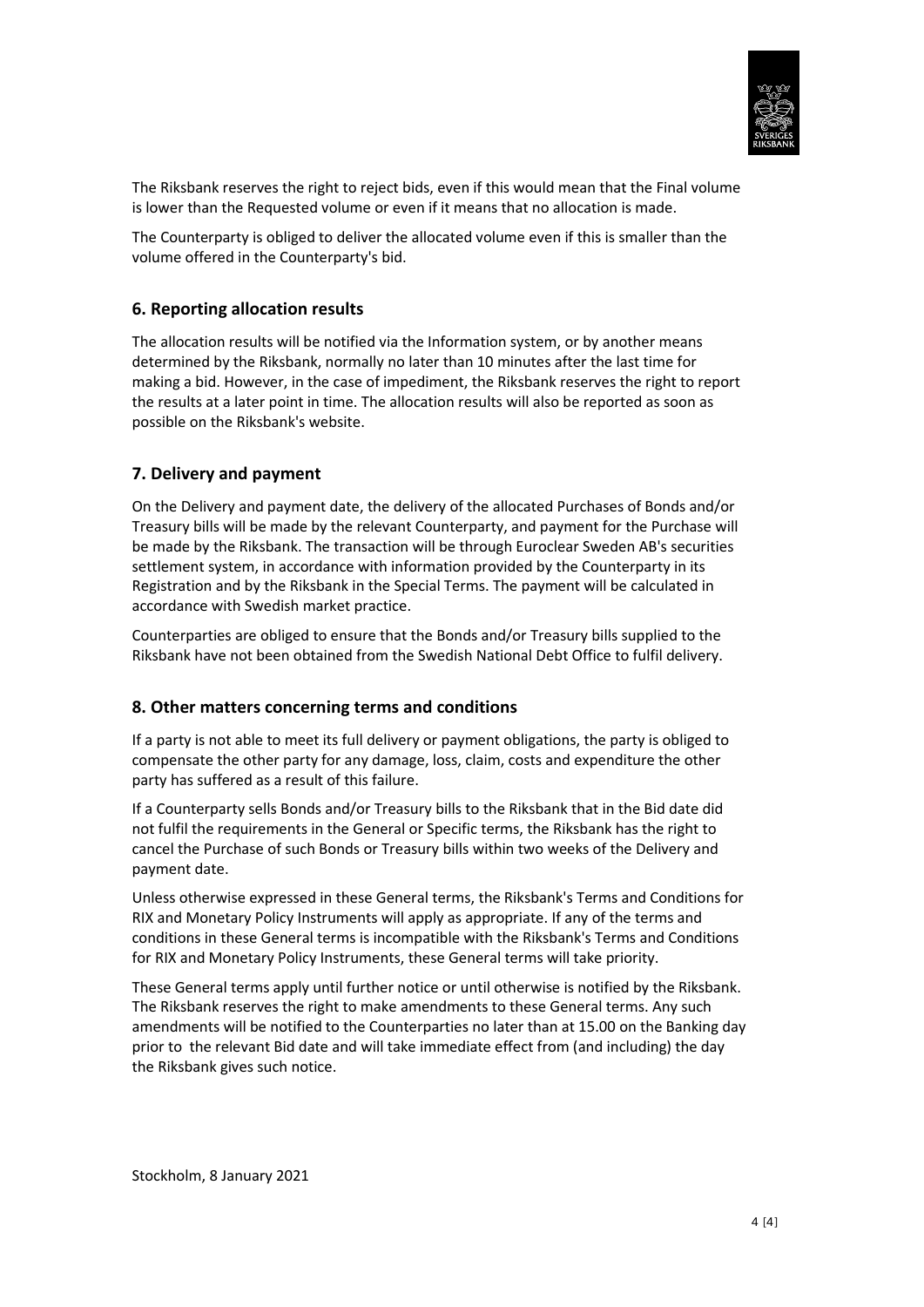The Riksbank reserves the right to reject bids, even if this would mean that the Final volume is lower than the Requested volume or even if it means that no allocation is made.

The Counterparty is obliged to deliver the allocated volume even if this is smaller than the volume offered in the Counterparty's bid.

## 6. Reporting allocation results

The allocation results will be notified via the Information system, or by another means determined by the Riksbank, normally no later than 10 minutes after the last time for making a bid. However, in the case of impediment, the Riksbank reserves the right to report the results at a later point in time. The allocation results will also be reported as soon as possible on the Riksbank's website.

## 7. Delivery and payment

On the Delivery and payment date, the delivery of the allocated Purchases of Bonds and/or Treasury bills will be made by the relevant Counterparty, and payment for the Purchase will be made by the Riksbank. The transaction will be through Euroclear Sweden AB's securities settlement system, in accordance with information provided by the Counterparty in its Registration and by the Riksbank in the Special Terms. The payment will be calculated in accordance with Swedish market practice.

Counterparties are obliged to ensure that the Bonds and/or Treasury bills supplied to the Riksbank have not been obtained from the Swedish National Debt Office to fulfil delivery.

## 8. Other matters concerning terms and conditions

If a party is not able to meet its full delivery or payment obligations, the party is obliged to compensate the other party for any damage, loss, claim, costs and expenditure the other party has suffered as a result of this failure.

If a Counterparty sells Bonds and/or Treasury bills to the Riksbank that in the Bid date did not fulfil the requirements in the General or Specific terms, the Riksbank has the right to cancel the Purchase of such Bonds or Treasury bills within two weeks of the Delivery and payment date.

Unless otherwise expressed in these General terms, the Riksbank's Terms and Conditions for RIX and Monetary Policy Instruments will apply as appropriate. If any of the terms and conditions in these General terms is incompatible with the Riksbank's Terms and Conditions for RIX and Monetary Policy Instruments, these General terms will take priority.

These General terms apply until further notice or until otherwise is notified by the Riksbank. The Riksbank reserves the right to make amendments to these General terms. Any such amendments will be notified to the Counterparties no later than at 15.00 on the Banking day prior to the relevant Bid date and will take immediate effect from (and including) the day the Riksbank gives such notice.

Stockholm, 8 January 2021